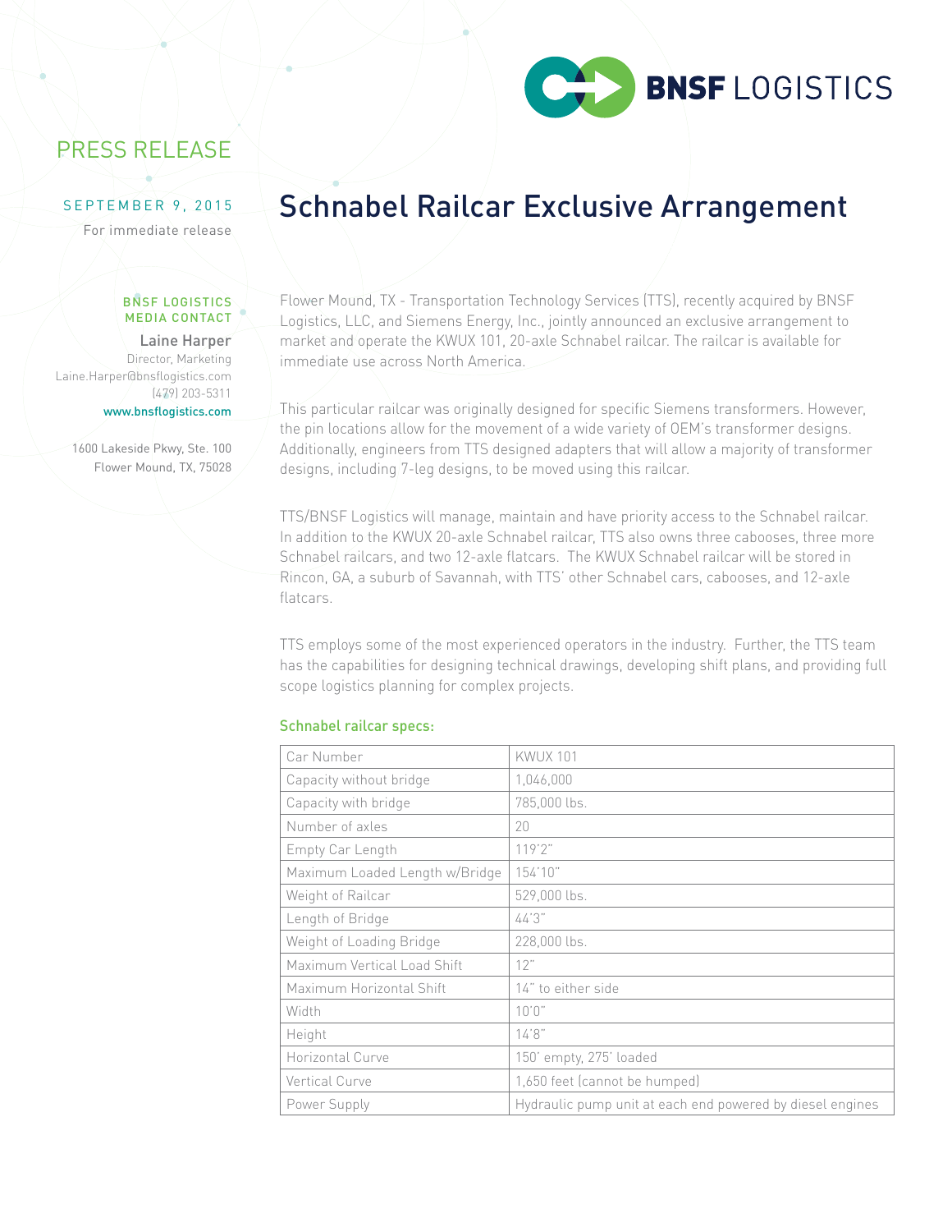BNSF LOGISTICS

PRESS RELEASE

SEPTEMBER 9, 2015

For immediate release

**BNSF LOGISTICS MEDIA CONTACT**

Laine Harper
Director, Marketing
Laine.Harper@bnsflogistics.com
(479) 203-5311
www.bnsflogistics.com

1600 Lakeside Pkwy, Ste. 100
Flower Mound, TX, 75028

# Schnabel Railcar Exclusive Arrangement

Flower Mound, TX - Transportation Technology Services (TTS), recently acquired by BNSF Logistics, LLC, and Siemens Energy, Inc., jointly announced an exclusive arrangement to market and operate the KWUX 101, 20-axle Schnabel railcar. The railcar is available for immediate use across North America.

This particular railcar was originally designed for specific Siemens transformers. However, the pin locations allow for the movement of a wide variety of OEM's transformer designs. Additionally, engineers from TTS designed adapters that will allow a majority of transformer designs, including 7-leg designs, to be moved using this railcar.

TTS/BNSF Logistics will manage, maintain and have priority access to the Schnabel railcar. In addition to the KWUX 20-axle Schnabel railcar, TTS also owns three cabooses, three more Schnabel railcars, and two 12-axle flatcars. The KWUX Schnabel railcar will be stored in Rincon, GA, a suburb of Savannah, with TTS' other Schnabel cars, cabooses, and 12-axle flatcars.

TTS employs some of the most experienced operators in the industry. Further, the TTS team has the capabilities for designing technical drawings, developing shift plans, and providing full scope logistics planning for complex projects.

## Schnabel railcar specs:

| Car Number | KWUX 101 |
|---|---|
| Capacity without bridge | 1,046,000 |
| Capacity with bridge | 785,000 lbs. |
| Number of axles | 20 |
| Empty Car Length | 119'2" |
| Maximum Loaded Length w/Bridge | 154'10" |
| Weight of Railcar | 529,000 lbs. |
| Length of Bridge | 44'3" |
| Weight of Loading Bridge | 228,000 lbs. |
| Maximum Vertical Load Shift | 12" |
| Maximum Horizontal Shift | 14" to either side |
| Width | 10'0" |
| Height | 14'8" |
| Horizontal Curve | 150' empty, 275' loaded |
| Vertical Curve | 1,650 feet (cannot be humped) |
| Power Supply | Hydraulic pump unit at each end powered by diesel engines |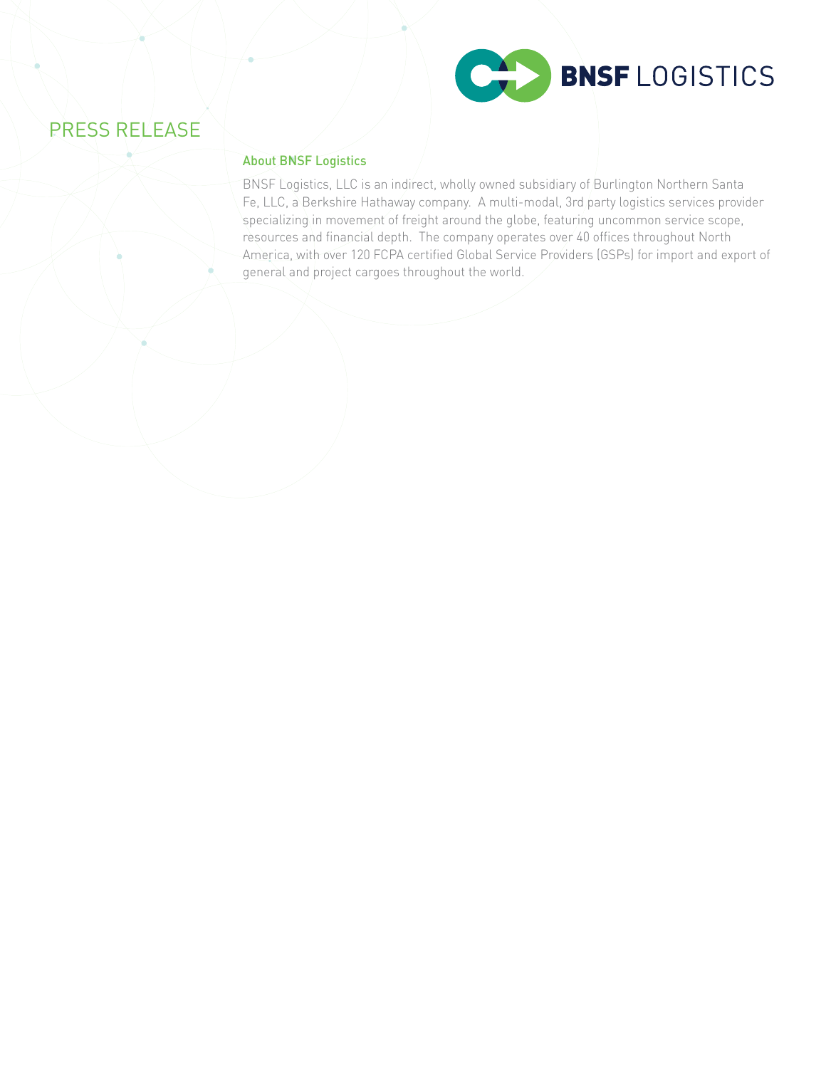PRESS RELEASE

## About BNSF Logistics

BNSF Logistics, LLC is an indirect, wholly owned subsidiary of Burlington Northern Santa Fe, LLC, a Berkshire Hathaway company. A multi-modal, 3rd party logistics services provider specializing in movement of freight around the globe, featuring uncommon service scope, resources and financial depth. The company operates over 40 offices throughout North America, with over 120 FCPA certified Global Service Providers (GSPs) for import and export of general and project cargoes throughout the world.